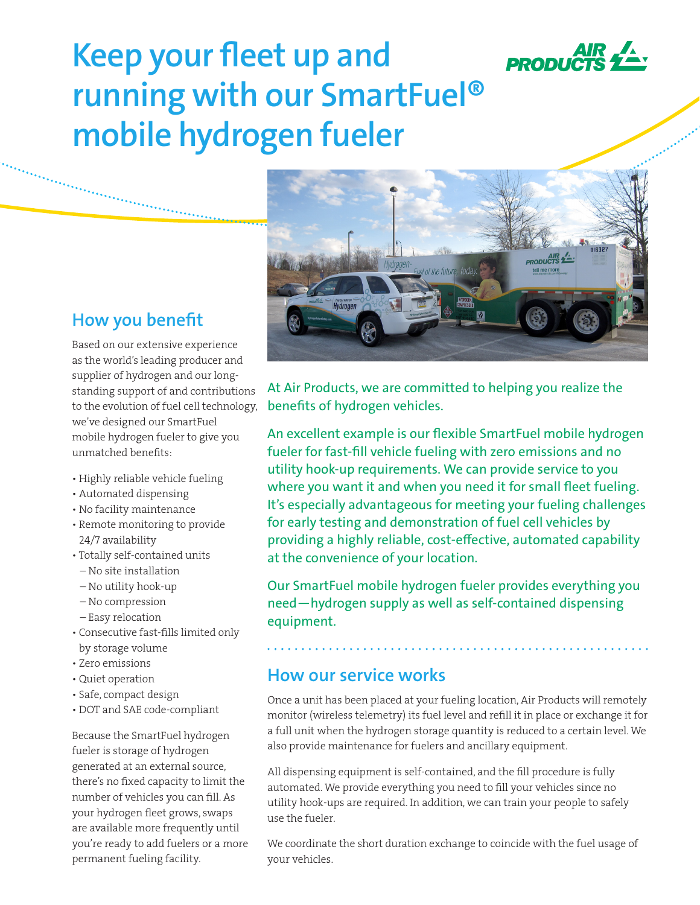# Keep your fleet up and running with our SmartFuel® mobile hydrogen fueler

At Air Products, we are committed to helping you realize the benefits of hydrogen vehicles.

An excellent example is our flexible SmartFuel mobile hydrogen fueler for fast-fill vehicle fueling with zero emissions and no utility hook-up requirements. We can provide service to you where you want it and when you need it for small fleet fueling. It's especially advantageous for meeting your fueling challenges for early testing and demonstration of fuel cell vehicles by providing a highly reliable, cost-effective, automated capability at the convenience of your location.

Our SmartFuel mobile hydrogen fueler provides everything you need—hydrogen supply as well as self-contained dispensing equipment.

## How you benefit

Based on our extensive experience as the world's leading producer and supplier of hydrogen and our long-standing support of and contributions to the evolution of fuel cell technology, we've designed our SmartFuel mobile hydrogen fueler to give you unmatched benefits:

- Highly reliable vehicle fueling
- Automated dispensing
- No facility maintenance
- Remote monitoring to provide 24/7 availability
- Totally self-contained units
  - No site installation
  - No utility hook-up
  - No compression
  - Easy relocation
- Consecutive fast-fills limited only by storage volume
- Zero emissions
- Quiet operation
- Safe, compact design
- DOT and SAE code-compliant

Because the SmartFuel hydrogen fueler is storage of hydrogen generated at an external source, there's no fixed capacity to limit the number of vehicles you can fill. As your hydrogen fleet grows, swaps are available more frequently until you're ready to add fuelers or a more permanent fueling facility.

## How our service works

Once a unit has been placed at your fueling location, Air Products will remotely monitor (wireless telemetry) its fuel level and refill it in place or exchange it for a full unit when the hydrogen storage quantity is reduced to a certain level. We also provide maintenance for fuelers and ancillary equipment.

All dispensing equipment is self-contained, and the fill procedure is fully automated. We provide everything you need to fill your vehicles since no utility hook-ups are required. In addition, we can train your people to safely use the fueler.

We coordinate the short duration exchange to coincide with the fuel usage of your vehicles.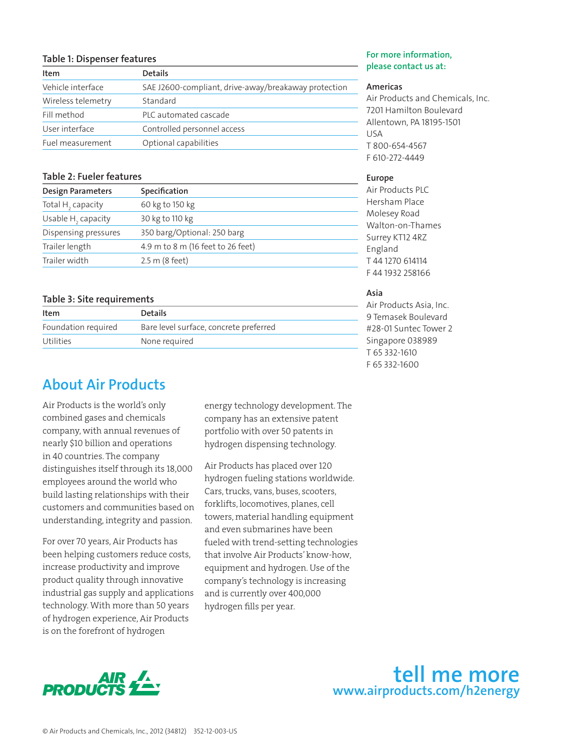**Table 1: Dispenser features**

| Item | Details |
|---|---|
| Vehicle interface | SAE J2600-compliant, drive-away/breakaway protection |
| Wireless telemetry | Standard |
| Fill method | PLC automated cascade |
| User interface | Controlled personnel access |
| Fuel measurement | Optional capabilities |

**Table 2: Fueler features**

| Design Parameters | Specification |
|---|---|
| Total $H_2$ capacity | 60 kg to 150 kg |
| Usable $H_2$ capacity | 30 kg to 110 kg |
| Dispensing pressures | 350 barg/Optional: 250 barg |
| Trailer length | 4.9 m to 8 m (16 feet to 26 feet) |
| Trailer width | 2.5 m (8 feet) |

**Table 3: Site requirements**

| Item | Details |
|---|---|
| Foundation required | Bare level surface, concrete preferred |
| Utilities | None required |

## About Air Products

Air Products is the world's only combined gases and chemicals company, with annual revenues of nearly $10 billion and operations in 40 countries. The company distinguishes itself through its 18,000 employees around the world who build lasting relationships with their customers and communities based on understanding, integrity and passion.

For over 70 years, Air Products has been helping customers reduce costs, increase productivity and improve product quality through innovative industrial gas supply and applications technology. With more than 50 years of hydrogen experience, Air Products is on the forefront of hydrogen energy technology development. The company has an extensive patent portfolio with over 50 patents in hydrogen dispensing technology.

Air Products has placed over 120 hydrogen fueling stations worldwide. Cars, trucks, vans, buses, scooters, forklifts, locomotives, planes, cell towers, material handling equipment and even submarines have been fueled with trend-setting technologies that involve Air Products' know-how, equipment and hydrogen. Use of the company's technology is increasing and is currently over 400,000 hydrogen fills per year.

**For more information, please contact us at:**

**Americas**
Air Products and Chemicals, Inc.
7201 Hamilton Boulevard
Allentown, PA 18195-1501
USA
T 800-654-4567
F 610-272-4449

**Europe**
Air Products PLC
Hersham Place
Molesey Road
Walton-on-Thames
Surrey KT12 4RZ
England
T 44 1270 614114
F 44 1932 258166

**Asia**
Air Products Asia, Inc.
9 Temasek Boulevard
#28-01 Suntec Tower 2
Singapore 038989
T 65 332-1610
F 65 332-1600

AIR PRODUCTS

**tell me more**
**www.airproducts.com/h2energy**

© Air Products and Chemicals, Inc., 2012 (34812) 352-12-003-US